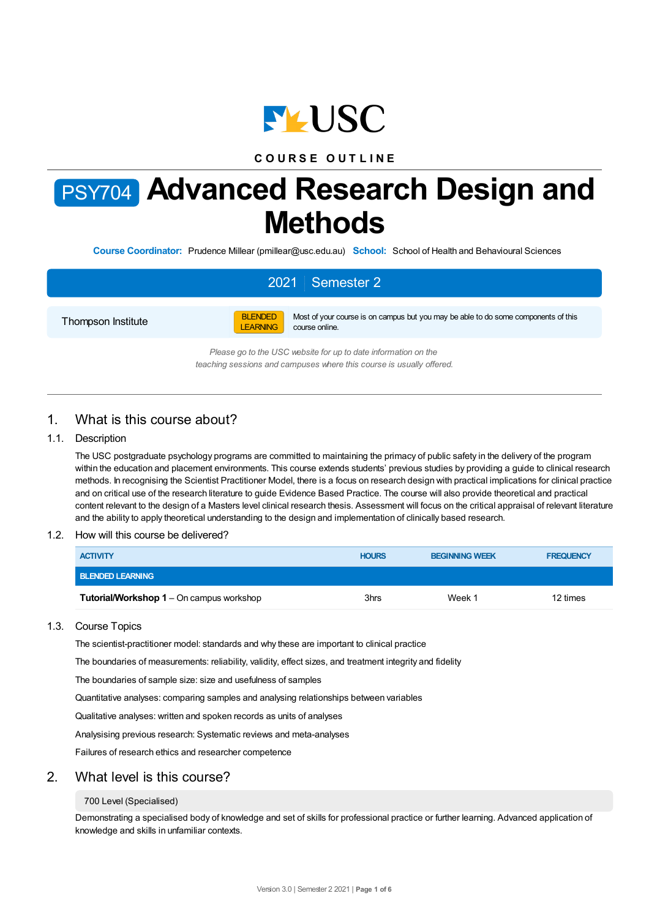COURSE OUTLINE

# PSY704 Advanced Research Design and Methods

**Course Coordinator:** Prudence Millear (pmillear@usc.edu.au) **School:** School of Health and Behavioural Sciences

**2021 | Semester 2**

| Thompson Institute | BLENDED LEARNING | Most of your course is on campus but you may be able to do some components of this course online. |
|---|---|---|

*Please go to the USC website for up to date information on the teaching sessions and campuses where this course is usually offered.*

## 1. What is this course about?

### 1.1. Description

The USC postgraduate psychology programs are committed to maintaining the primacy of public safety in the delivery of the program within the education and placement environments. This course extends students' previous studies by providing a guide to clinical research methods. In recognising the Scientist Practitioner Model, there is a focus on research design with practical implications for clinical practice and on critical use of the research literature to guide Evidence Based Practice. The course will also provide theoretical and practical content relevant to the design of a Masters level clinical research thesis. Assessment will focus on the critical appraisal of relevant literature and the ability to apply theoretical understanding to the design and implementation of clinically based research.

### 1.2. How will this course be delivered?

| ACTIVITY | HOURS | BEGINNING WEEK | FREQUENCY |
|---|---|---|---|
| **BLENDED LEARNING** | | | |
| **Tutorial/Workshop 1** – On campus workshop | 3hrs | Week 1 | 12 times |

### 1.3. Course Topics

The scientist-practitioner model: standards and why these are important to clinical practice

The boundaries of measurements: reliability, validity, effect sizes, and treatment integrity and fidelity

The boundaries of sample size: size and usefulness of samples

Quantitative analyses: comparing samples and analysing relationships between variables

Qualitative analyses: written and spoken records as units of analyses

Analysising previous research: Systematic reviews and meta-analyses

Failures of research ethics and researcher competence

## 2. What level is this course?

700 Level (Specialised)

Demonstrating a specialised body of knowledge and set of skills for professional practice or further learning. Advanced application of knowledge and skills in unfamiliar contexts.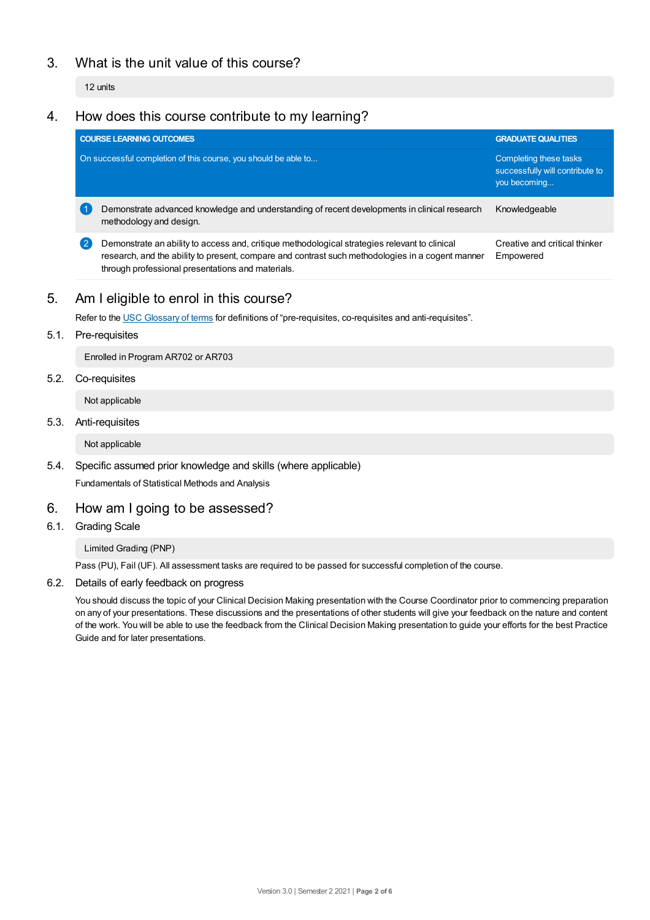## 3. What is the unit value of this course?

12 units

## 4. How does this course contribute to my learning?

| COURSE LEARNING OUTCOMES<br>On successful completion of this course, you should be able to... | GRADUATE QUALITIES<br>Completing these tasks successfully will contribute to you becoming... |
|---|---|
| 1 Demonstrate advanced knowledge and understanding of recent developments in clinical research methodology and design. | Knowledgeable |
| 2 Demonstrate an ability to access and, critique methodological strategies relevant to clinical research, and the ability to present, compare and contrast such methodologies in a cogent manner through professional presentations and materials. | Creative and critical thinker<br>Empowered |

## 5. Am I eligible to enrol in this course?

Refer to the USC Glossary of terms for definitions of "pre-requisites, co-requisites and anti-requisites".

### 5.1. Pre-requisites

Enrolled in Program AR702 or AR703

### 5.2. Co-requisites

Not applicable

### 5.3. Anti-requisites

Not applicable

### 5.4. Specific assumed prior knowledge and skills (where applicable)

Fundamentals of Statistical Methods and Analysis

## 6. How am I going to be assessed?

### 6.1. Grading Scale

Limited Grading (PNP)

Pass (PU), Fail (UF). All assessment tasks are required to be passed for successful completion of the course.

### 6.2. Details of early feedback on progress

You should discuss the topic of your Clinical Decision Making presentation with the Course Coordinator prior to commencing preparation on any of your presentations. These discussions and the presentations of other students will give your feedback on the nature and content of the work. You will be able to use the feedback from the Clinical Decision Making presentation to guide your efforts for the best Practice Guide and for later presentations.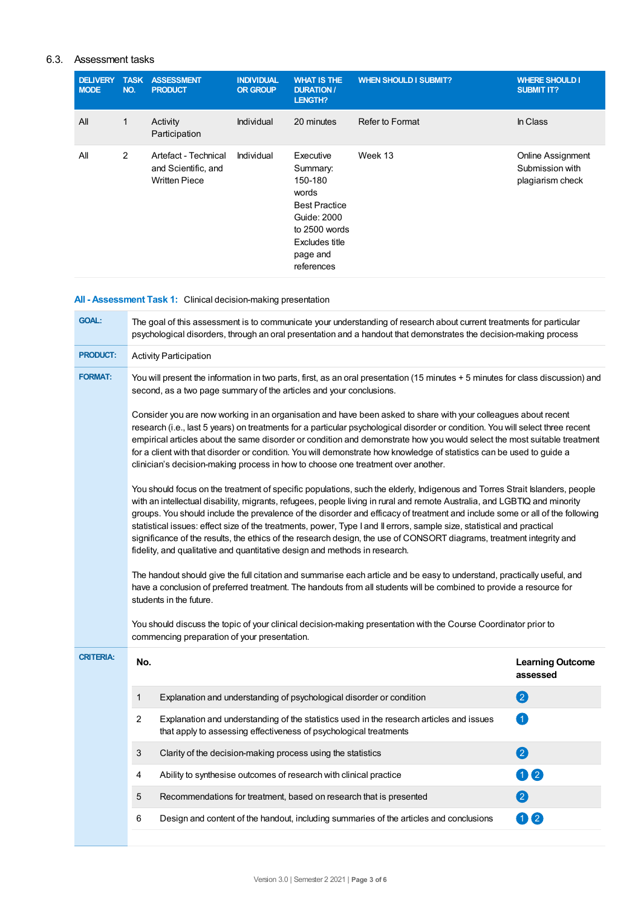## 6.3. Assessment tasks

| DELIVERY MODE | TASK NO. | ASSESSMENT PRODUCT | INDIVIDUAL OR GROUP | WHAT IS THE DURATION / LENGTH? | WHEN SHOULD I SUBMIT? | WHERE SHOULD I SUBMIT IT? |
|---|---|---|---|---|---|---|
| All | 1 | Activity Participation | Individual | 20 minutes | Refer to Format | In Class |
| All | 2 | Artefact - Technical and Scientific, and Written Piece | Individual | Executive Summary: 150-180 words Best Practice Guide: 2000 to 2500 words Excludes title page and references | Week 13 | Online Assignment Submission with plagiarism check |

### All - Assessment Task 1: Clinical decision-making presentation

**GOAL:** The goal of this assessment is to communicate your understanding of research about current treatments for particular psychological disorders, through an oral presentation and a handout that demonstrates the decision-making process

**PRODUCT:** Activity Participation

**FORMAT:** You will present the information in two parts, first, as an oral presentation (15 minutes + 5 minutes for class discussion) and second, as a two page summary of the articles and your conclusions.

Consider you are now working in an organisation and have been asked to share with your colleagues about recent research (i.e., last 5 years) on treatments for a particular psychological disorder or condition. You will select three recent empirical articles about the same disorder or condition and demonstrate how you would select the most suitable treatment for a client with that disorder or condition. You will demonstrate how knowledge of statistics can be used to guide a clinician's decision-making process in how to choose one treatment over another.

You should focus on the treatment of specific populations, such the elderly, Indigenous and Torres Strait Islanders, people with an intellectual disability, migrants, refugees, people living in rural and remote Australia, and LGBTIQ and minority groups. You should include the prevalence of the disorder and efficacy of treatment and include some or all of the following statistical issues: effect size of the treatments, power, Type I and II errors, sample size, statistical and practical significance of the results, the ethics of the research design, the use of CONSORT diagrams, treatment integrity and fidelity, and qualitative and quantitative design and methods in research.

The handout should give the full citation and summarise each article and be easy to understand, practically useful, and have a conclusion of preferred treatment. The handouts from all students will be combined to provide a resource for students in the future.

You should discuss the topic of your clinical decision-making presentation with the Course Coordinator prior to commencing preparation of your presentation.

**CRITERIA:**

| No. | | Learning Outcome assessed |
|---|---|---|
| 1 | Explanation and understanding of psychological disorder or condition | 2 |
| 2 | Explanation and understanding of the statistics used in the research articles and issues that apply to assessing effectiveness of psychological treatments | 1 |
| 3 | Clarity of the decision-making process using the statistics | 2 |
| 4 | Ability to synthesise outcomes of research with clinical practice | 1 2 |
| 5 | Recommendations for treatment, based on research that is presented | 2 |
| 6 | Design and content of the handout, including summaries of the articles and conclusions | 1 2 |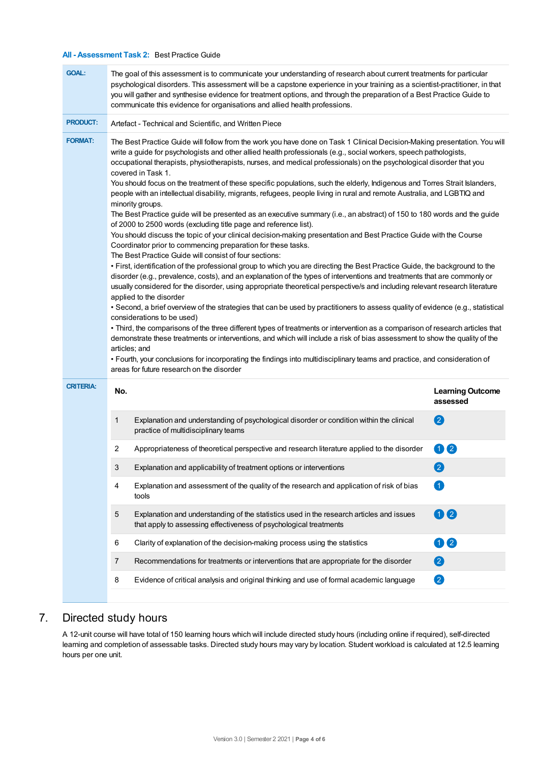**All - Assessment Task 2:** Best Practice Guide

**GOAL:** The goal of this assessment is to communicate your understanding of research about current treatments for particular psychological disorders. This assessment will be a capstone experience in your training as a scientist-practitioner, in that you will gather and synthesise evidence for treatment options, and through the preparation of a Best Practice Guide to communicate this evidence for organisations and allied health professions.

**PRODUCT:** Artefact - Technical and Scientific, and Written Piece

**FORMAT:** The Best Practice Guide will follow from the work you have done on Task 1 Clinical Decision-Making presentation. You will write a guide for psychologists and other allied health professionals (e.g., social workers, speech pathologists, occupational therapists, physiotherapists, nurses, and medical professionals) on the psychological disorder that you covered in Task 1.

You should focus on the treatment of these specific populations, such the elderly, Indigenous and Torres Strait Islanders, people with an intellectual disability, migrants, refugees, people living in rural and remote Australia, and LGBTIQ and minority groups.

The Best Practice guide will be presented as an executive summary (i.e., an abstract) of 150 to 180 words and the guide of 2000 to 2500 words (excluding title page and reference list).

You should discuss the topic of your clinical decision-making presentation and Best Practice Guide with the Course Coordinator prior to commencing preparation for these tasks.

The Best Practice Guide will consist of four sections:

- First, identification of the professional group to which you are directing the Best Practice Guide, the background to the disorder (e.g., prevalence, costs), and an explanation of the types of interventions and treatments that are commonly or usually considered for the disorder, using appropriate theoretical perspective/s and including relevant research literature applied to the disorder
- Second, a brief overview of the strategies that can be used by practitioners to assess quality of evidence (e.g., statistical considerations to be used)
- Third, the comparisons of the three different types of treatments or intervention as a comparison of research articles that demonstrate these treatments or interventions, and which will include a risk of bias assessment to show the quality of the articles; and
- Fourth, your conclusions for incorporating the findings into multidisciplinary teams and practice, and consideration of areas for future research on the disorder

**CRITERIA:**

| No. | | Learning Outcome assessed |
|---|---|---|
| 1 | Explanation and understanding of psychological disorder or condition within the clinical practice of multidisciplinary teams | 2 |
| 2 | Appropriateness of theoretical perspective and research literature applied to the disorder | 1 2 |
| 3 | Explanation and applicability of treatment options or interventions | 2 |
| 4 | Explanation and assessment of the quality of the research and application of risk of bias tools | 1 |
| 5 | Explanation and understanding of the statistics used in the research articles and issues that apply to assessing effectiveness of psychological treatments | 1 2 |
| 6 | Clarity of explanation of the decision-making process using the statistics | 1 2 |
| 7 | Recommendations for treatments or interventions that are appropriate for the disorder | 2 |
| 8 | Evidence of critical analysis and original thinking and use of formal academic language | 2 |

## 7. Directed study hours

A 12-unit course will have total of 150 learning hours which will include directed study hours (including online if required), self-directed learning and completion of assessable tasks. Directed study hours may vary by location. Student workload is calculated at 12.5 learning hours per one unit.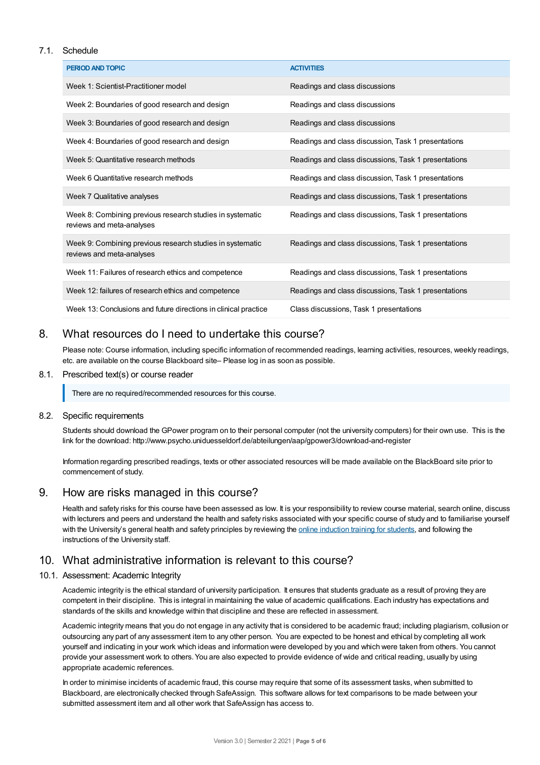### 7.1. Schedule

| PERIOD AND TOPIC | ACTIVITIES |
| --- | --- |
| Week 1: Scientist-Practitioner model | Readings and class discussions |
| Week 2: Boundaries of good research and design | Readings and class discussions |
| Week 3: Boundaries of good research and design | Readings and class discussions |
| Week 4: Boundaries of good research and design | Readings and class discussion, Task 1 presentations |
| Week 5: Quantitative research methods | Readings and class discussions, Task 1 presentations |
| Week 6 Quantitative research methods | Readings and class discussion, Task 1 presentations |
| Week 7 Qualitative analyses | Readings and class discussions, Task 1 presentations |
| Week 8: Combining previous research studies in systematic reviews and meta-analyses | Readings and class discussions, Task 1 presentations |
| Week 9: Combining previous research studies in systematic reviews and meta-analyses | Readings and class discussions, Task 1 presentations |
| Week 11: Failures of research ethics and competence | Readings and class discussions, Task 1 presentations |
| Week 12: failures of research ethics and competence | Readings and class discussions, Task 1 presentations |
| Week 13: Conclusions and future directions in clinical practice | Class discussions, Task 1 presentations |

## 8. What resources do I need to undertake this course?

Please note: Course information, including specific information of recommended readings, learning activities, resources, weekly readings, etc. are available on the course Blackboard site– Please log in as soon as possible.

### 8.1. Prescribed text(s) or course reader

There are no required/recommended resources for this course.

### 8.2. Specific requirements

Students should download the GPower program on to their personal computer (not the university computers) for their own use. This is the link for the download: http://www.psycho.uniduesseldorf.de/abteilungen/aap/gpower3/download-and-register

Information regarding prescribed readings, texts or other associated resources will be made available on the BlackBoard site prior to commencement of study.

## 9. How are risks managed in this course?

Health and safety risks for this course have been assessed as low. It is your responsibility to review course material, search online, discuss with lecturers and peers and understand the health and safety risks associated with your specific course of study and to familiarise yourself with the University's general health and safety principles by reviewing the online induction training for students, and following the instructions of the University staff.

## 10. What administrative information is relevant to this course?

### 10.1. Assessment: Academic Integrity

Academic integrity is the ethical standard of university participation. It ensures that students graduate as a result of proving they are competent in their discipline. This is integral in maintaining the value of academic qualifications. Each industry has expectations and standards of the skills and knowledge within that discipline and these are reflected in assessment.

Academic integrity means that you do not engage in any activity that is considered to be academic fraud; including plagiarism, collusion or outsourcing any part of any assessment item to any other person. You are expected to be honest and ethical by completing all work yourself and indicating in your work which ideas and information were developed by you and which were taken from others. You cannot provide your assessment work to others. You are also expected to provide evidence of wide and critical reading, usually by using appropriate academic references.

In order to minimise incidents of academic fraud, this course may require that some of its assessment tasks, when submitted to Blackboard, are electronically checked through SafeAssign. This software allows for text comparisons to be made between your submitted assessment item and all other work that SafeAssign has access to.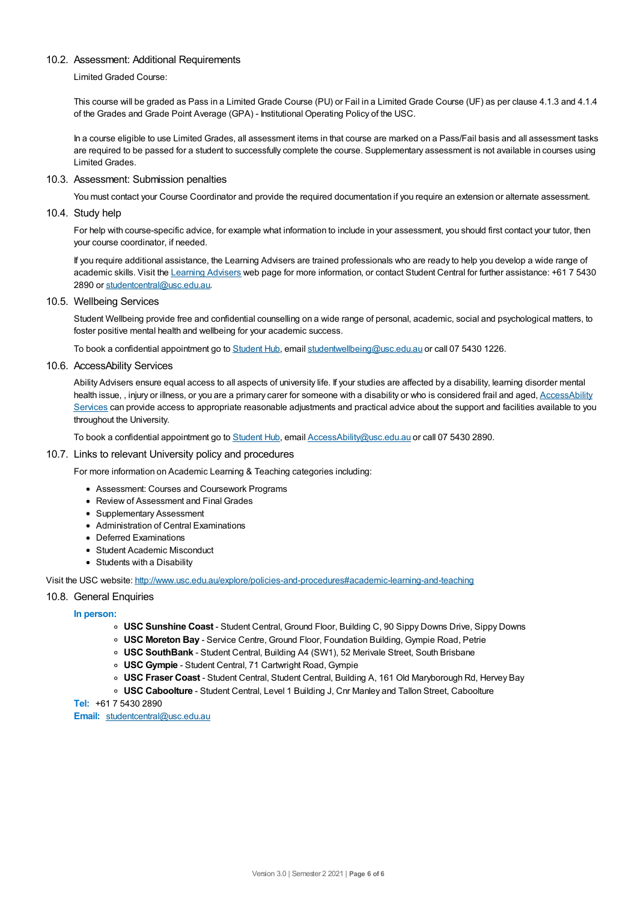### 10.2. Assessment: Additional Requirements

Limited Graded Course:

This course will be graded as Pass in a Limited Grade Course (PU) or Fail in a Limited Grade Course (UF) as per clause 4.1.3 and 4.1.4 of the Grades and Grade Point Average (GPA) - Institutional Operating Policy of the USC.

In a course eligible to use Limited Grades, all assessment items in that course are marked on a Pass/Fail basis and all assessment tasks are required to be passed for a student to successfully complete the course. Supplementary assessment is not available in courses using Limited Grades.

### 10.3. Assessment: Submission penalties

You must contact your Course Coordinator and provide the required documentation if you require an extension or alternate assessment.

### 10.4. Study help

For help with course-specific advice, for example what information to include in your assessment, you should first contact your tutor, then your course coordinator, if needed.

If you require additional assistance, the Learning Advisers are trained professionals who are ready to help you develop a wide range of academic skills. Visit the Learning Advisers web page for more information, or contact Student Central for further assistance: +61 7 5430 2890 or studentcentral@usc.edu.au.

### 10.5. Wellbeing Services

Student Wellbeing provide free and confidential counselling on a wide range of personal, academic, social and psychological matters, to foster positive mental health and wellbeing for your academic success.

To book a confidential appointment go to Student Hub, email studentwellbeing@usc.edu.au or call 07 5430 1226.

### 10.6. AccessAbility Services

Ability Advisers ensure equal access to all aspects of university life. If your studies are affected by a disability, learning disorder mental health issue, , injury or illness, or you are a primary carer for someone with a disability or who is considered frail and aged, AccessAbility Services can provide access to appropriate reasonable adjustments and practical advice about the support and facilities available to you throughout the University.

To book a confidential appointment go to Student Hub, email AccessAbility@usc.edu.au or call 07 5430 2890.

### 10.7. Links to relevant University policy and procedures

For more information on Academic Learning & Teaching categories including:

- Assessment: Courses and Coursework Programs
- Review of Assessment and Final Grades
- Supplementary Assessment
- Administration of Central Examinations
- Deferred Examinations
- Student Academic Misconduct
- Students with a Disability

Visit the USC website: http://www.usc.edu.au/explore/policies-and-procedures#academic-learning-and-teaching

### 10.8. General Enquiries

**In person:**

- **USC Sunshine Coast** - Student Central, Ground Floor, Building C, 90 Sippy Downs Drive, Sippy Downs
- **USC Moreton Bay** - Service Centre, Ground Floor, Foundation Building, Gympie Road, Petrie
- **USC SouthBank** - Student Central, Building A4 (SW1), 52 Merivale Street, South Brisbane
- **USC Gympie** - Student Central, 71 Cartwright Road, Gympie
- **USC Fraser Coast** - Student Central, Student Central, Building A, 161 Old Maryborough Rd, Hervey Bay
- **USC Caboolture** - Student Central, Level 1 Building J, Cnr Manley and Tallon Street, Caboolture

**Tel:** +61 7 5430 2890

**Email:** studentcentral@usc.edu.au